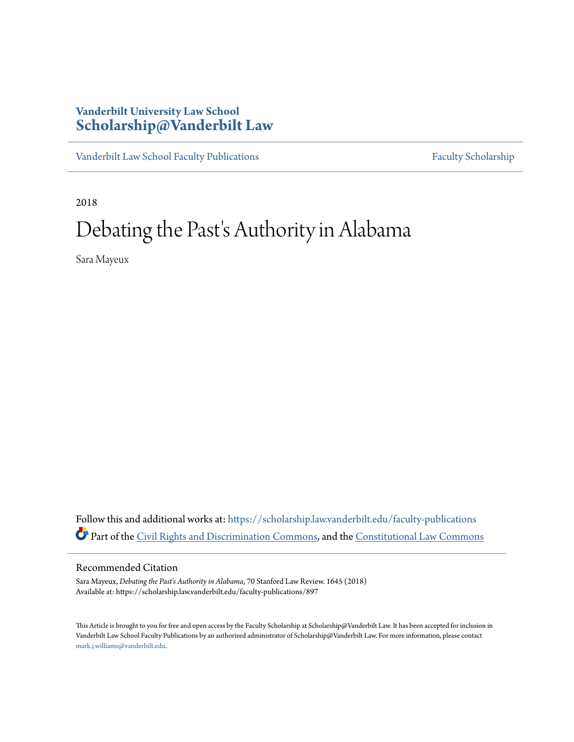**Vanderbilt University Law School**
**Scholarship@Vanderbilt Law**

Vanderbilt Law School Faculty Publications | Faculty Scholarship

2018

# Debating the Past's Authority in Alabama

Sara Mayeux

Follow this and additional works at: https://scholarship.law.vanderbilt.edu/faculty-publications

Part of the Civil Rights and Discrimination Commons, and the Constitutional Law Commons

## Recommended Citation

Sara Mayeux, *Debating the Past's Authority in Alabama*, 70 Stanford Law Review. 1645 (2018)
Available at: https://scholarship.law.vanderbilt.edu/faculty-publications/897

This Article is brought to you for free and open access by the Faculty Scholarship at Scholarship@Vanderbilt Law. It has been accepted for inclusion in Vanderbilt Law School Faculty Publications by an authorized administrator of Scholarship@Vanderbilt Law. For more information, please contact mark.j.williams@vanderbilt.edu.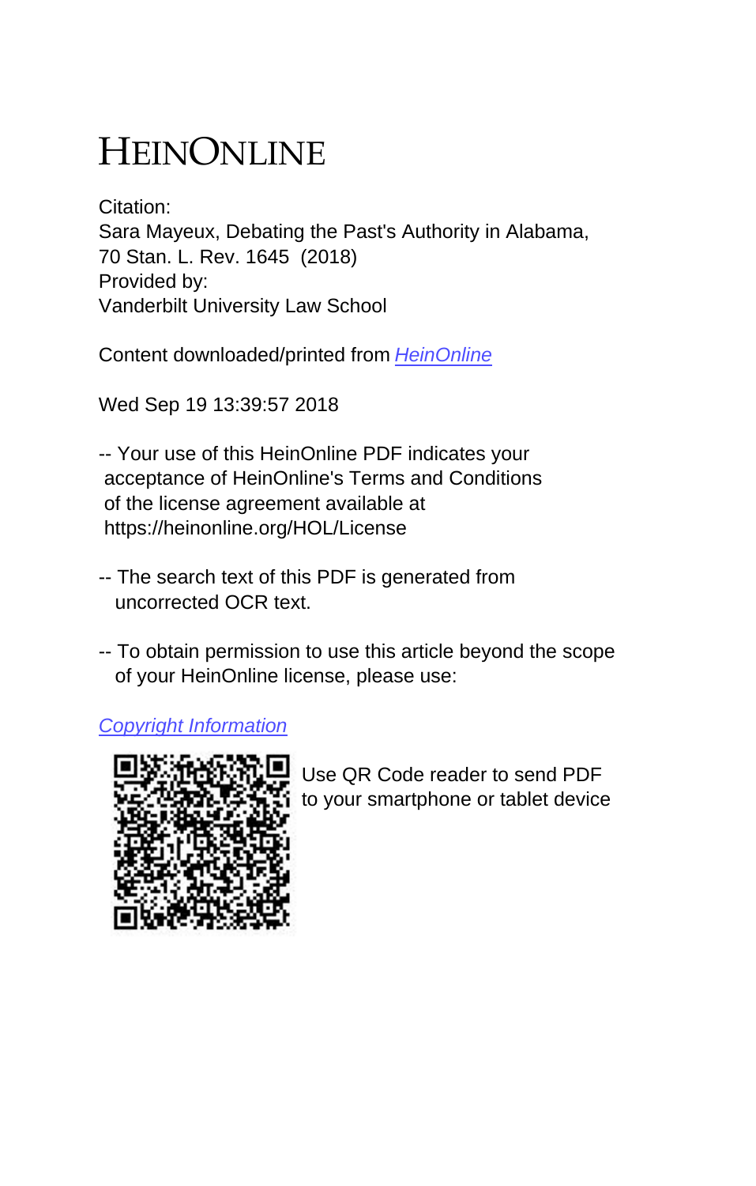# HEINONLINE

Citation:
Sara Mayeux, Debating the Past's Authority in Alabama,
70 Stan. L. Rev. 1645 (2018)
Provided by:
Vanderbilt University Law School

Content downloaded/printed from HeinOnline

Wed Sep 19 13:39:57 2018

-- Your use of this HeinOnline PDF indicates your acceptance of HeinOnline's Terms and Conditions of the license agreement available at https://heinonline.org/HOL/License

-- The search text of this PDF is generated from uncorrected OCR text.

-- To obtain permission to use this article beyond the scope of your HeinOnline license, please use:

Copyright Information

Use QR Code reader to send PDF to your smartphone or tablet device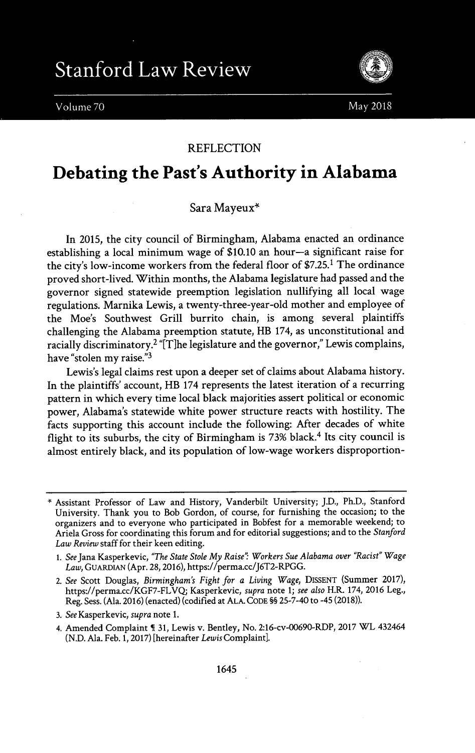REFLECTION

# Debating the Past's Authority in Alabama

Sara Mayeux*

In 2015, the city council of Birmingham, Alabama enacted an ordinance establishing a local minimum wage of $10.10 an hour—a significant raise for the city's low-income workers from the federal floor of $7.25.[1] The ordinance proved short-lived. Within months, the Alabama legislature had passed and the governor signed statewide preemption legislation nullifying all local wage regulations. Marnika Lewis, a twenty-three-year-old mother and employee of the Moe's Southwest Grill burrito chain, is among several plaintiffs challenging the Alabama preemption statute, HB 174, as unconstitutional and racially discriminatory.[2] "[T]he legislature and the governor," Lewis complains, have "stolen my raise."[3]

Lewis's legal claims rest upon a deeper set of claims about Alabama history. In the plaintiffs' account, HB 174 represents the latest iteration of a recurring pattern in which every time local black majorities assert political or economic power, Alabama's statewide white power structure reacts with hostility. The facts supporting this account include the following: After decades of white flight to its suburbs, the city of Birmingham is 73% black.[4] Its city council is almost entirely black, and its population of low-wage workers disproportion-

---

\* Assistant Professor of Law and History, Vanderbilt University; J.D., Ph.D., Stanford University. Thank you to Bob Gordon, of course, for furnishing the occasion; to the organizers and to everyone who participated in Bobfest for a memorable weekend; to Ariela Gross for coordinating this forum and for editorial suggestions; and to the *Stanford Law Review* staff for their keen editing.

1. *See* Jana Kasperkevic, *"The State Stole My Raise": Workers Sue Alabama over "Racist" Wage Law*, GUARDIAN (Apr. 28, 2016), https://perma.cc/J6T2-RPGG.
2. *See* Scott Douglas, *Birmingham's Fight for a Living Wage*, DISSENT (Summer 2017), https://perma.cc/KGF7-FLVQ; Kasperkevic, *supra* note 1; *see also* H.R. 174, 2016 Leg., Reg. Sess. (Ala. 2016) (enacted) (codified at ALA. CODE §§ 25-7-40 to -45 (2018)).
3. *See* Kasperkevic, *supra* note 1.
4. Amended Complaint ¶ 31, Lewis v. Bentley, No. 2:16-cv-00690-RDP, 2017 WL 432464 (N.D. Ala. Feb. 1, 2017) [hereinafter *Lewis* Complaint].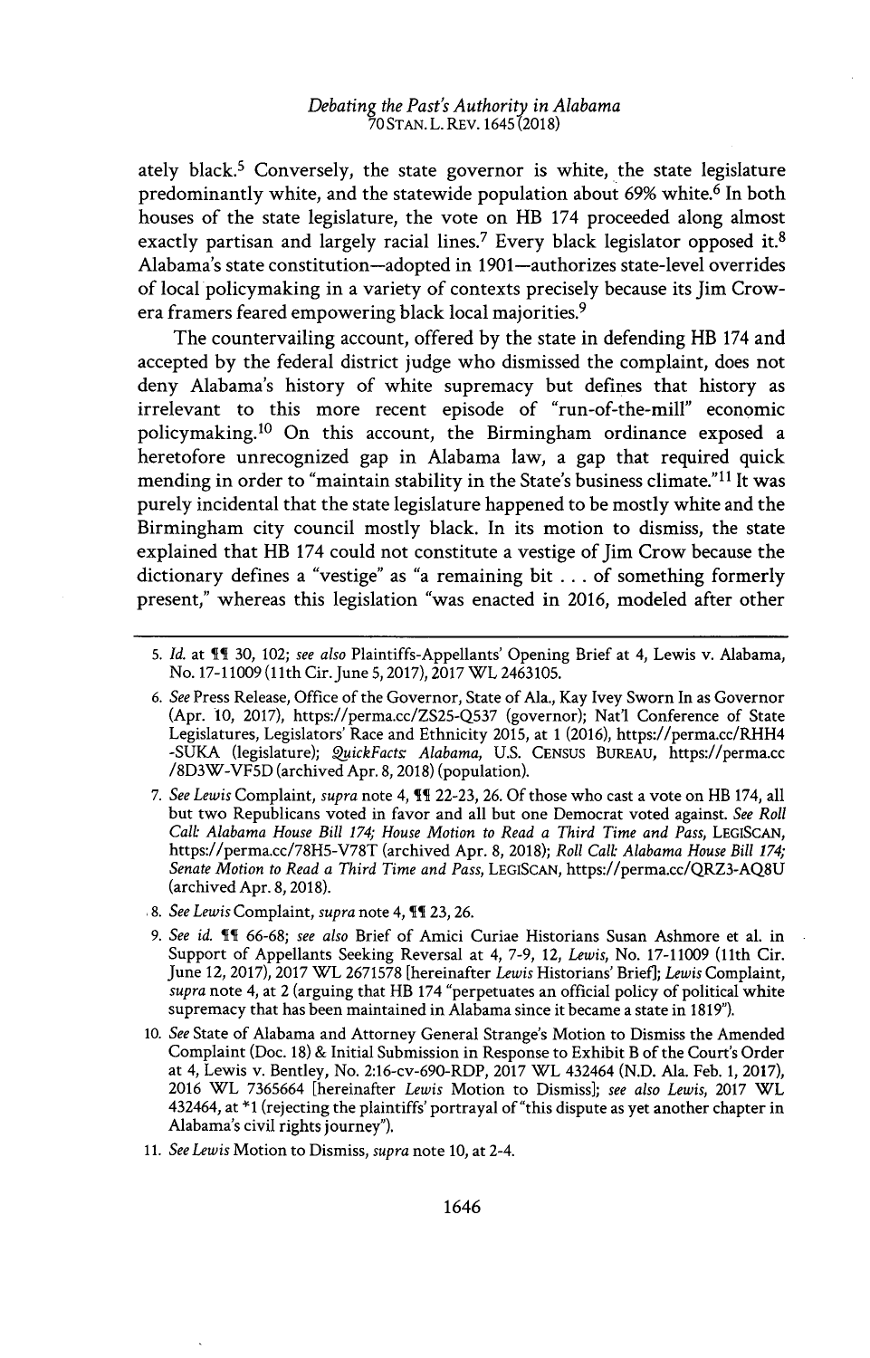ately black.[5] Conversely, the state governor is white, the state legislature predominantly white, and the statewide population about 69% white.[6] In both houses of the state legislature, the vote on HB 174 proceeded along almost exactly partisan and largely racial lines.[7] Every black legislator opposed it.[8] Alabama's state constitution—adopted in 1901—authorizes state-level overrides of local policymaking in a variety of contexts precisely because its Jim Crow-era framers feared empowering black local majorities.[9]

The countervailing account, offered by the state in defending HB 174 and accepted by the federal district judge who dismissed the complaint, does not deny Alabama's history of white supremacy but defines that history as irrelevant to this more recent episode of "run-of-the-mill" economic policymaking.[10] On this account, the Birmingham ordinance exposed a heretofore unrecognized gap in Alabama law, a gap that required quick mending in order to "maintain stability in the State's business climate."[11] It was purely incidental that the state legislature happened to be mostly white and the Birmingham city council mostly black. In its motion to dismiss, the state explained that HB 174 could not constitute a vestige of Jim Crow because the dictionary defines a "vestige" as "a remaining bit . . . of something formerly present," whereas this legislation "was enacted in 2016, modeled after other

---

5. *Id.* at ¶¶ 30, 102; *see also* Plaintiffs-Appellants' Opening Brief at 4, Lewis v. Alabama, No. 17-11009 (11th Cir. June 5, 2017), 2017 WL 2463105.

6. *See* Press Release, Office of the Governor, State of Ala., Kay Ivey Sworn In as Governor (Apr. 10, 2017), https://perma.cc/ZS25-Q537 (governor); Nat'l Conference of State Legislatures, Legislators' Race and Ethnicity 2015, at 1 (2016), https://perma.cc/RHH4-SUKA (legislature); *QuickFacts: Alabama*, U.S. CENSUS BUREAU, https://perma.cc/8D3W-VF5D (archived Apr. 8, 2018) (population).

7. *See Lewis* Complaint, *supra* note 4, ¶¶ 22-23, 26. Of those who cast a vote on HB 174, all but two Republicans voted in favor and all but one Democrat voted against. *See Roll Call: Alabama House Bill 174; House Motion to Read a Third Time and Pass*, LEGISCAN, https://perma.cc/78H5-V78T (archived Apr. 8, 2018); *Roll Call: Alabama House Bill 174; Senate Motion to Read a Third Time and Pass*, LEGISCAN, https://perma.cc/QRZ3-AQ8U (archived Apr. 8, 2018).

8. *See Lewis* Complaint, *supra* note 4, ¶¶ 23, 26.

9. *See id.* ¶¶ 66-68; *see also* Brief of Amici Curiae Historians Susan Ashmore et al. in Support of Appellants Seeking Reversal at 4, 7-9, 12, *Lewis*, No. 17-11009 (11th Cir. June 12, 2017), 2017 WL 2671578 [hereinafter *Lewis* Historians' Brief]; *Lewis* Complaint, *supra* note 4, at 2 (arguing that HB 174 "perpetuates an official policy of political white supremacy that has been maintained in Alabama since it became a state in 1819").

10. *See* State of Alabama and Attorney General Strange's Motion to Dismiss the Amended Complaint (Doc. 18) & Initial Submission in Response to Exhibit B of the Court's Order at 4, Lewis v. Bentley, No. 2:16-cv-690-RDP, 2017 WL 432464 (N.D. Ala. Feb. 1, 2017), 2016 WL 7365664 [hereinafter *Lewis* Motion to Dismiss]; *see also Lewis*, 2017 WL 432464, at *1 (rejecting the plaintiffs' portrayal of "this dispute as yet another chapter in Alabama's civil rights journey").

11. *See Lewis* Motion to Dismiss, *supra* note 10, at 2-4.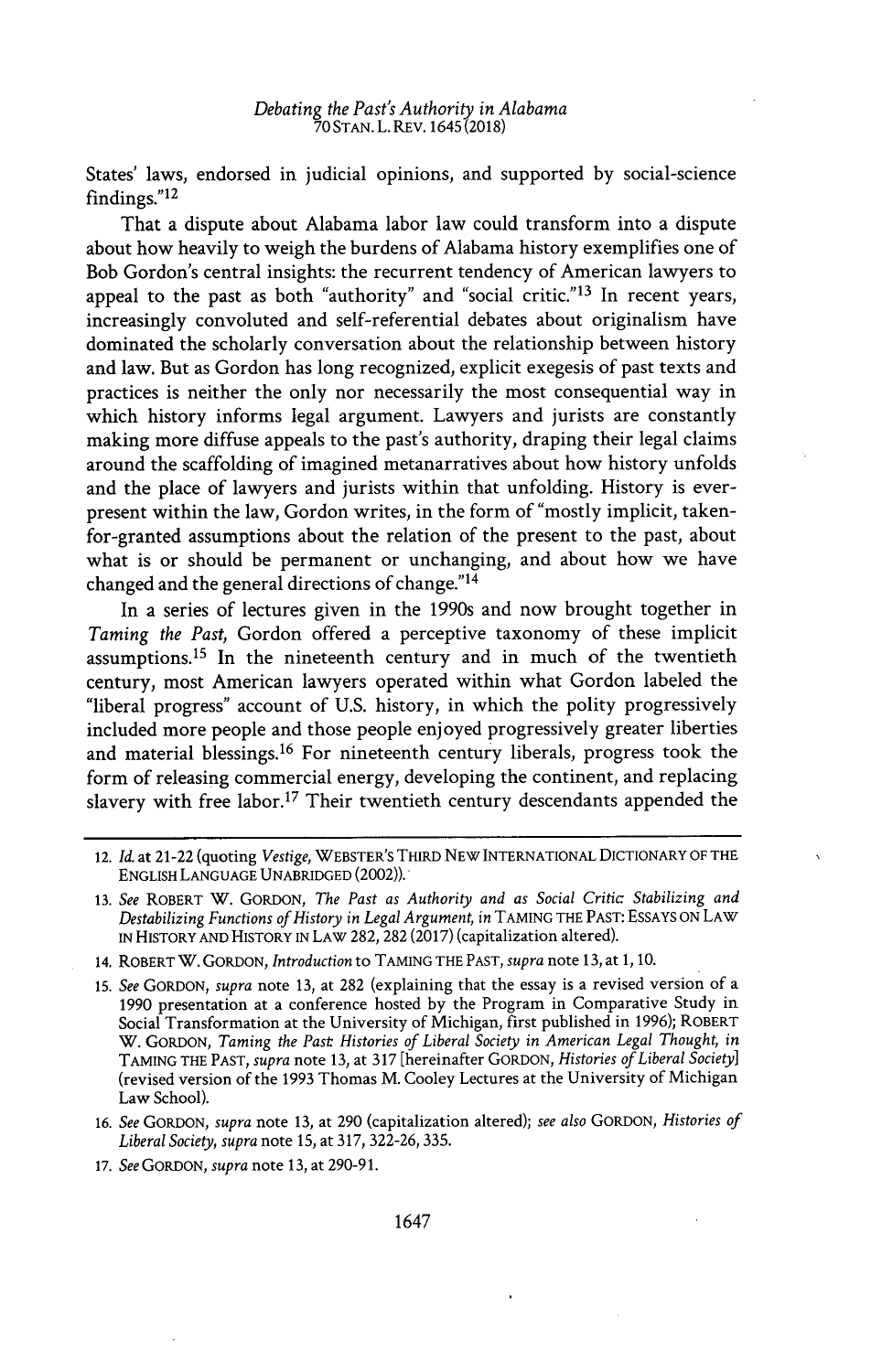States' laws, endorsed in judicial opinions, and supported by social-science findings."[12]

That a dispute about Alabama labor law could transform into a dispute about how heavily to weigh the burdens of Alabama history exemplifies one of Bob Gordon's central insights: the recurrent tendency of American lawyers to appeal to the past as both "authority" and "social critic."[13] In recent years, increasingly convoluted and self-referential debates about originalism have dominated the scholarly conversation about the relationship between history and law. But as Gordon has long recognized, explicit exegesis of past texts and practices is neither the only nor necessarily the most consequential way in which history informs legal argument. Lawyers and jurists are constantly making more diffuse appeals to the past's authority, draping their legal claims around the scaffolding of imagined metanarratives about how history unfolds and the place of lawyers and jurists within that unfolding. History is ever-present within the law, Gordon writes, in the form of "mostly implicit, taken-for-granted assumptions about the relation of the present to the past, about what is or should be permanent or unchanging, and about how we have changed and the general directions of change."[14]

In a series of lectures given in the 1990s and now brought together in *Taming the Past*, Gordon offered a perceptive taxonomy of these implicit assumptions.[15] In the nineteenth century and in much of the twentieth century, most American lawyers operated within what Gordon labeled the "liberal progress" account of U.S. history, in which the polity progressively included more people and those people enjoyed progressively greater liberties and material blessings.[16] For nineteenth century liberals, progress took the form of releasing commercial energy, developing the continent, and replacing slavery with free labor.[17] Their twentieth century descendants appended the

---

12. *Id.* at 21-22 (quoting *Vestige*, WEBSTER'S THIRD NEW INTERNATIONAL DICTIONARY OF THE ENGLISH LANGUAGE UNABRIDGED (2002)).

13. *See* ROBERT W. GORDON, *The Past as Authority and as Social Critic: Stabilizing and Destabilizing Functions of History in Legal Argument*, *in* TAMING THE PAST: ESSAYS ON LAW IN HISTORY AND HISTORY IN LAW 282, 282 (2017) (capitalization altered).

14. ROBERT W. GORDON, *Introduction* to TAMING THE PAST, *supra* note 13, at 1, 10.

15. *See* GORDON, *supra* note 13, at 282 (explaining that the essay is a revised version of a 1990 presentation at a conference hosted by the Program in Comparative Study in Social Transformation at the University of Michigan, first published in 1996); ROBERT W. GORDON, *Taming the Past: Histories of Liberal Society in American Legal Thought*, *in* TAMING THE PAST, *supra* note 13, at 317 [hereinafter GORDON, *Histories of Liberal Society*] (revised version of the 1993 Thomas M. Cooley Lectures at the University of Michigan Law School).

16. *See* GORDON, *supra* note 13, at 290 (capitalization altered); *see also* GORDON, *Histories of Liberal Society*, *supra* note 15, at 317, 322-26, 335.

17. *See* GORDON, *supra* note 13, at 290-91.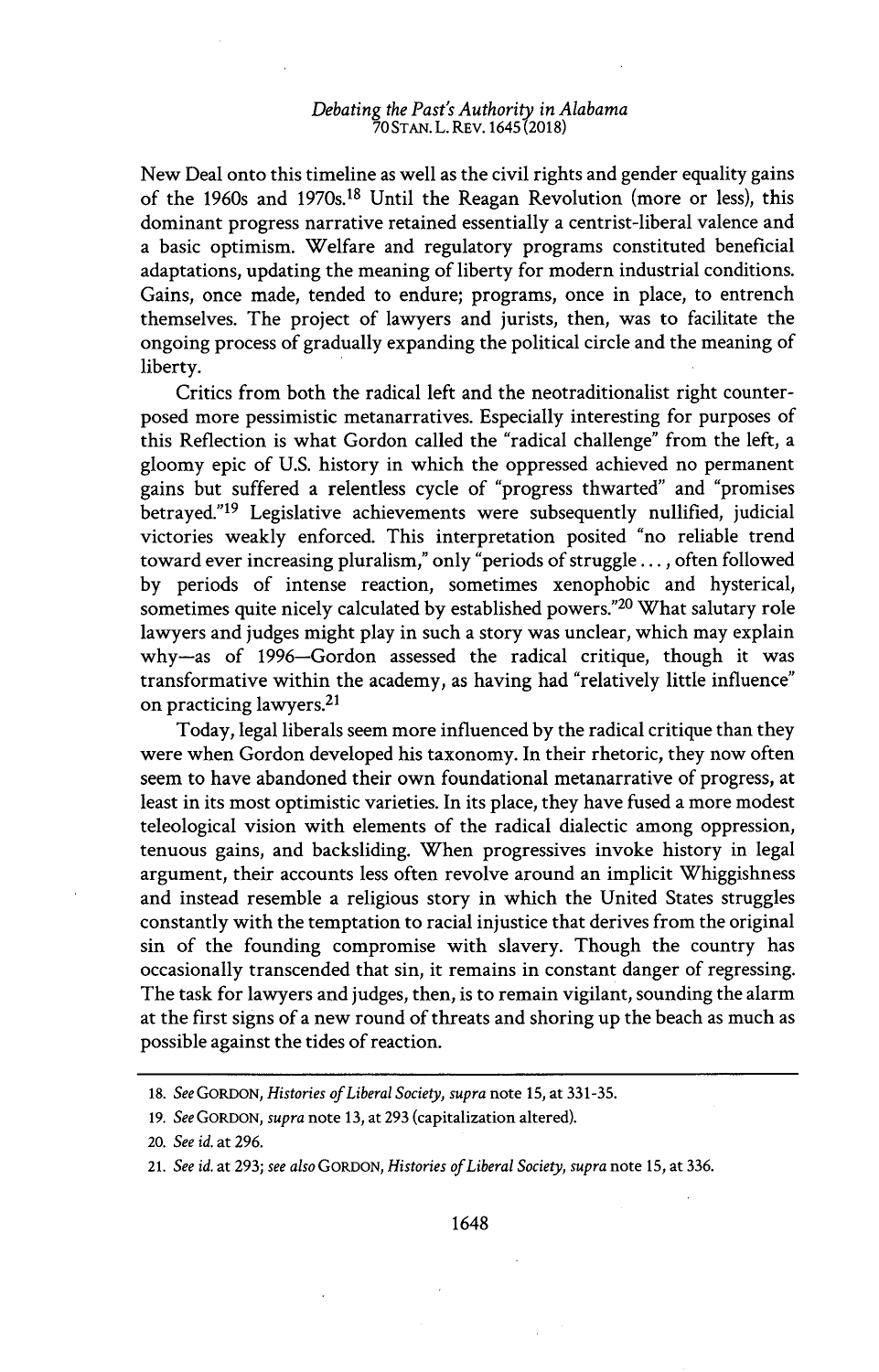New Deal onto this timeline as well as the civil rights and gender equality gains of the 1960s and 1970s.[18] Until the Reagan Revolution (more or less), this dominant progress narrative retained essentially a centrist-liberal valence and a basic optimism. Welfare and regulatory programs constituted beneficial adaptations, updating the meaning of liberty for modern industrial conditions. Gains, once made, tended to endure; programs, once in place, to entrench themselves. The project of lawyers and jurists, then, was to facilitate the ongoing process of gradually expanding the political circle and the meaning of liberty.

Critics from both the radical left and the neotraditionalist right counterposed more pessimistic metanarratives. Especially interesting for purposes of this Reflection is what Gordon called the "radical challenge" from the left, a gloomy epic of U.S. history in which the oppressed achieved no permanent gains but suffered a relentless cycle of "progress thwarted" and "promises betrayed."[19] Legislative achievements were subsequently nullified, judicial victories weakly enforced. This interpretation posited "no reliable trend toward ever increasing pluralism," only "periods of struggle . . . , often followed by periods of intense reaction, sometimes xenophobic and hysterical, sometimes quite nicely calculated by established powers."[20] What salutary role lawyers and judges might play in such a story was unclear, which may explain why—as of 1996—Gordon assessed the radical critique, though it was transformative within the academy, as having had "relatively little influence" on practicing lawyers.[21]

Today, legal liberals seem more influenced by the radical critique than they were when Gordon developed his taxonomy. In their rhetoric, they now often seem to have abandoned their own foundational metanarrative of progress, at least in its most optimistic varieties. In its place, they have fused a more modest teleological vision with elements of the radical dialectic among oppression, tenuous gains, and backsliding. When progressives invoke history in legal argument, their accounts less often revolve around an implicit Whiggishness and instead resemble a religious story in which the United States struggles constantly with the temptation to racial injustice that derives from the original sin of the founding compromise with slavery. Though the country has occasionally transcended that sin, it remains in constant danger of regressing. The task for lawyers and judges, then, is to remain vigilant, sounding the alarm at the first signs of a new round of threats and shoring up the beach as much as possible against the tides of reaction.

---

18. *See* GORDON, *Histories of Liberal Society*, *supra* note 15, at 331-35.

19. *See* GORDON, *supra* note 13, at 293 (capitalization altered).

20. *See id.* at 296.

21. *See id.* at 293; *see also* GORDON, *Histories of Liberal Society*, *supra* note 15, at 336.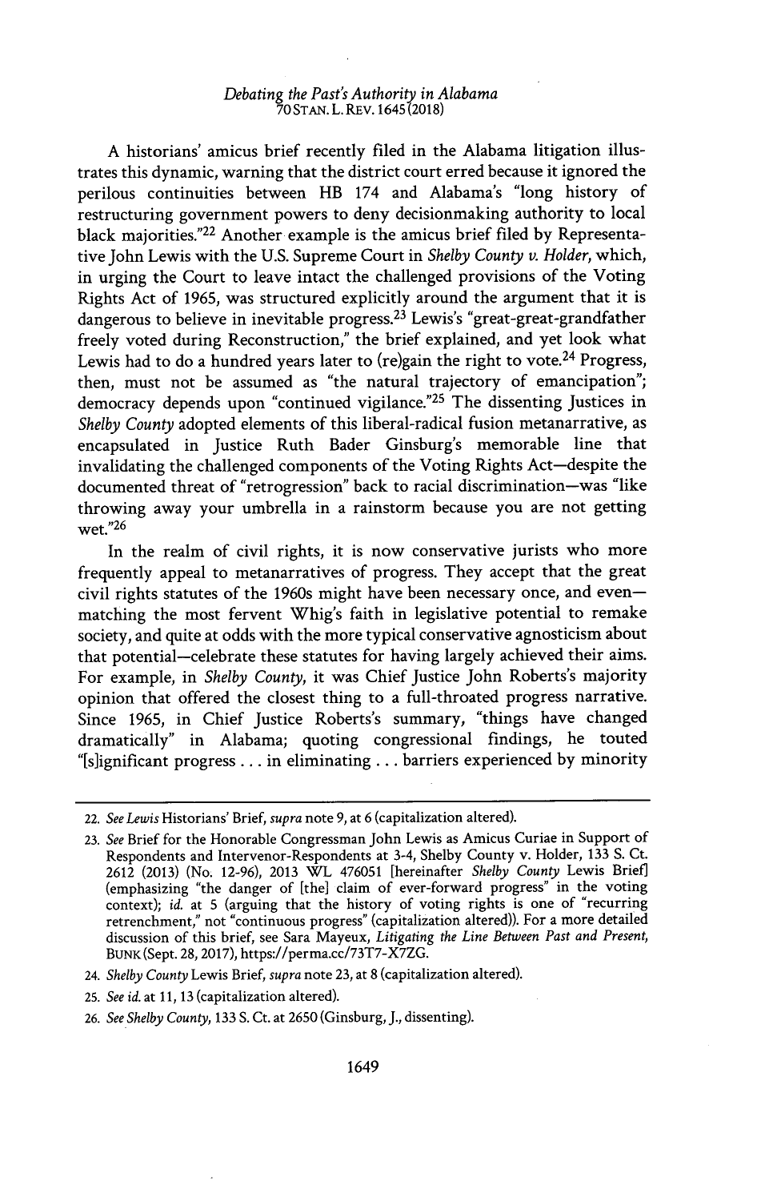A historians' amicus brief recently filed in the Alabama litigation illustrates this dynamic, warning that the district court erred because it ignored the perilous continuities between HB 174 and Alabama's "long history of restructuring government powers to deny decisionmaking authority to local black majorities."[22] Another example is the amicus brief filed by Representative John Lewis with the U.S. Supreme Court in *Shelby County v. Holder*, which, in urging the Court to leave intact the challenged provisions of the Voting Rights Act of 1965, was structured explicitly around the argument that it is dangerous to believe in inevitable progress.[23] Lewis's "great-great-grandfather freely voted during Reconstruction," the brief explained, and yet look what Lewis had to do a hundred years later to (re)gain the right to vote.[24] Progress, then, must not be assumed as "the natural trajectory of emancipation"; democracy depends upon "continued vigilance."[25] The dissenting Justices in *Shelby County* adopted elements of this liberal-radical fusion metanarrative, as encapsulated in Justice Ruth Bader Ginsburg's memorable line that invalidating the challenged components of the Voting Rights Act—despite the documented threat of "retrogression" back to racial discrimination—was "like throwing away your umbrella in a rainstorm because you are not getting wet."[26]

In the realm of civil rights, it is now conservative jurists who more frequently appeal to metanarratives of progress. They accept that the great civil rights statutes of the 1960s might have been necessary once, and even—matching the most fervent Whig's faith in legislative potential to remake society, and quite at odds with the more typical conservative agnosticism about that potential—celebrate these statutes for having largely achieved their aims. For example, in *Shelby County*, it was Chief Justice John Roberts's majority opinion that offered the closest thing to a full-throated progress narrative. Since 1965, in Chief Justice Roberts's summary, "things have changed dramatically" in Alabama; quoting congressional findings, he touted "[s]ignificant progress . . . in eliminating . . . barriers experienced by minority

---

22. *See Lewis* Historians' Brief, *supra* note 9, at 6 (capitalization altered).

23. *See* Brief for the Honorable Congressman John Lewis as Amicus Curiae in Support of Respondents and Intervenor-Respondents at 3-4, Shelby County v. Holder, 133 S. Ct. 2612 (2013) (No. 12-96), 2013 WL 476051 [hereinafter *Shelby County* Lewis Brief] (emphasizing "the danger of [the] claim of ever-forward progress" in the voting context); *id.* at 5 (arguing that the history of voting rights is one of "recurring retrenchment," not "continuous progress" (capitalization altered)). For a more detailed discussion of this brief, see Sara Mayeux, *Litigating the Line Between Past and Present*, BUNK (Sept. 28, 2017), https://perma.cc/73T7-X7ZG.

24. *Shelby County* Lewis Brief, *supra* note 23, at 8 (capitalization altered).

25. *See id.* at 11, 13 (capitalization altered).

26. *See Shelby County*, 133 S. Ct. at 2650 (Ginsburg, J., dissenting).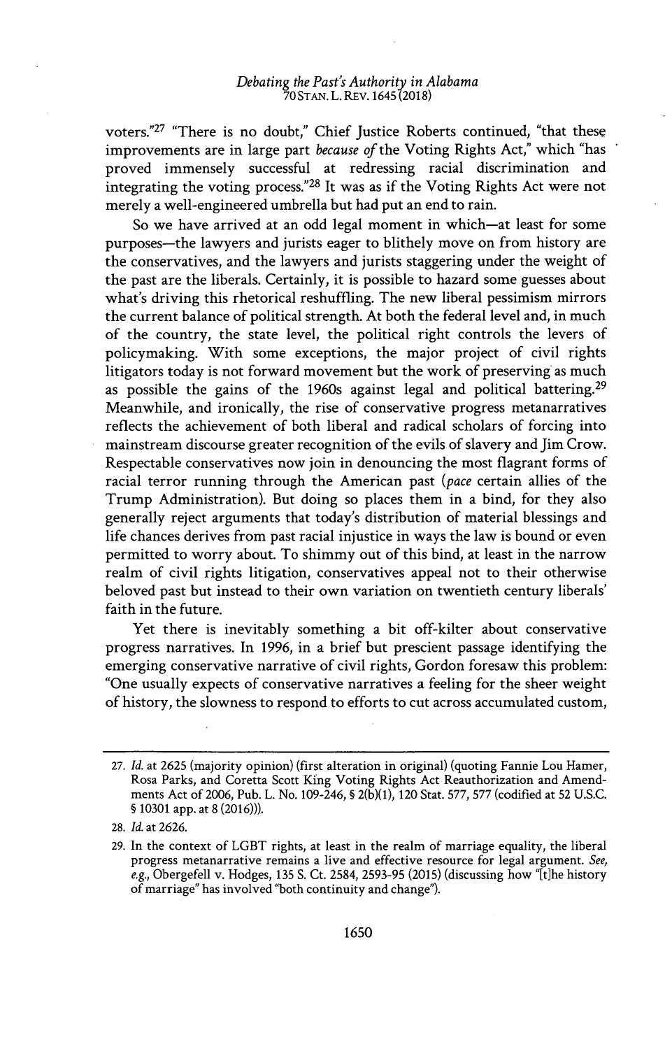voters."[27] "There is no doubt," Chief Justice Roberts continued, "that these improvements are in large part *because of* the Voting Rights Act," which "has proved immensely successful at redressing racial discrimination and integrating the voting process."[28] It was as if the Voting Rights Act were not merely a well-engineered umbrella but had put an end to rain.

So we have arrived at an odd legal moment in which—at least for some purposes—the lawyers and jurists eager to blithely move on from history are the conservatives, and the lawyers and jurists staggering under the weight of the past are the liberals. Certainly, it is possible to hazard some guesses about what's driving this rhetorical reshuffling. The new liberal pessimism mirrors the current balance of political strength. At both the federal level and, in much of the country, the state level, the political right controls the levers of policymaking. With some exceptions, the major project of civil rights litigators today is not forward movement but the work of preserving as much as possible the gains of the 1960s against legal and political battering.[29] Meanwhile, and ironically, the rise of conservative progress metanarratives reflects the achievement of both liberal and radical scholars of forcing into mainstream discourse greater recognition of the evils of slavery and Jim Crow. Respectable conservatives now join in denouncing the most flagrant forms of racial terror running through the American past (*pace* certain allies of the Trump Administration). But doing so places them in a bind, for they also generally reject arguments that today's distribution of material blessings and life chances derives from past racial injustice in ways the law is bound or even permitted to worry about. To shimmy out of this bind, at least in the narrow realm of civil rights litigation, conservatives appeal not to their otherwise beloved past but instead to their own variation on twentieth century liberals' faith in the future.

Yet there is inevitably something a bit off-kilter about conservative progress narratives. In 1996, in a brief but prescient passage identifying the emerging conservative narrative of civil rights, Gordon foresaw this problem: "One usually expects of conservative narratives a feeling for the sheer weight of history, the slowness to respond to efforts to cut across accumulated custom,

---

27. *Id.* at 2625 (majority opinion) (first alteration in original) (quoting Fannie Lou Hamer, Rosa Parks, and Coretta Scott King Voting Rights Act Reauthorization and Amendments Act of 2006, Pub. L. No. 109-246, § 2(b)(1), 120 Stat. 577, 577 (codified at 52 U.S.C. § 10301 app. at 8 (2016))).

28. *Id.* at 2626.

29. In the context of LGBT rights, at least in the realm of marriage equality, the liberal progress metanarrative remains a live and effective resource for legal argument. *See, e.g.*, Obergefell v. Hodges, 135 S. Ct. 2584, 2593-95 (2015) (discussing how "[t]he history of marriage" has involved "both continuity and change").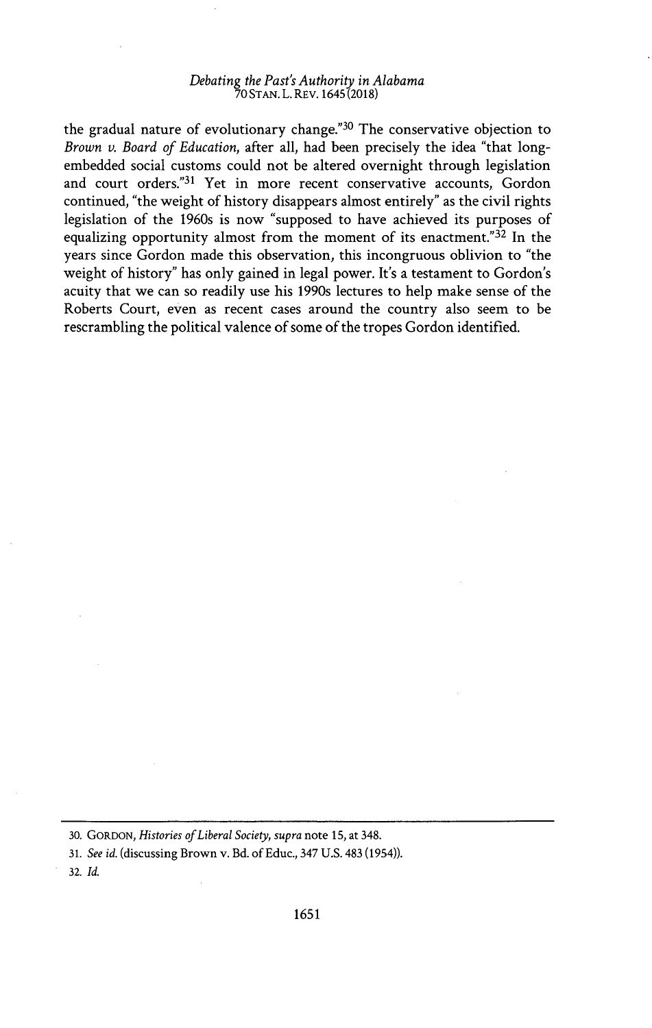the gradual nature of evolutionary change."[30] The conservative objection to *Brown v. Board of Education*, after all, had been precisely the idea "that long-embedded social customs could not be altered overnight through legislation and court orders."[31] Yet in more recent conservative accounts, Gordon continued, "the weight of history disappears almost entirely" as the civil rights legislation of the 1960s is now "supposed to have achieved its purposes of equalizing opportunity almost from the moment of its enactment."[32] In the years since Gordon made this observation, this incongruous oblivion to "the weight of history" has only gained in legal power. It's a testament to Gordon's acuity that we can so readily use his 1990s lectures to help make sense of the Roberts Court, even as recent cases around the country also seem to be rescrambling the political valence of some of the tropes Gordon identified.

---

30. GORDON, *Histories of Liberal Society*, *supra* note 15, at 348.

31. *See id.* (discussing Brown v. Bd. of Educ., 347 U.S. 483 (1954)).

32. *Id.*